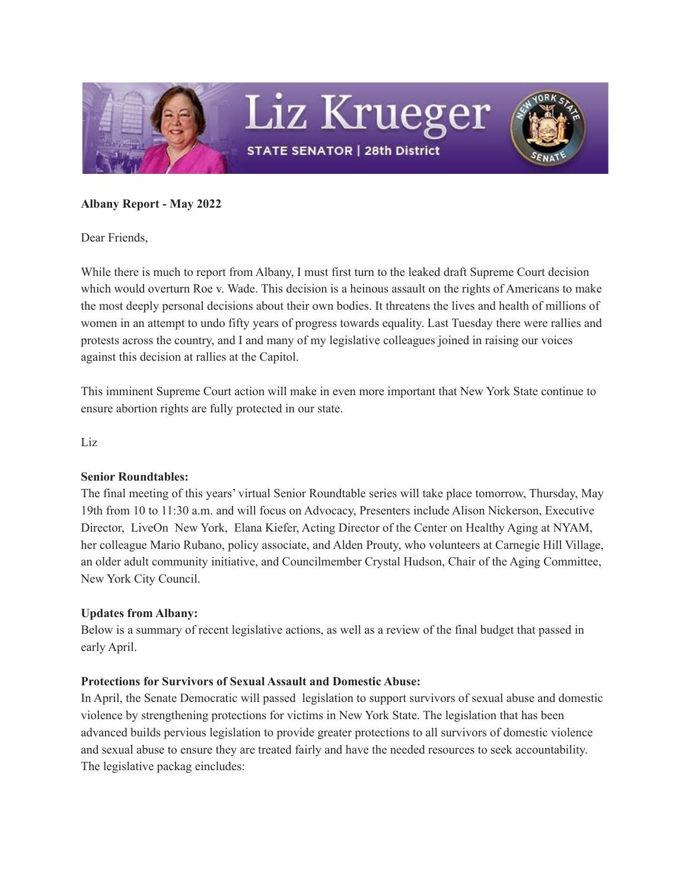Liz Krueger

STATE SENATOR | 28th District

**Albany Report - May 2022**

Dear Friends,

While there is much to report from Albany, I must first turn to the leaked draft Supreme Court decision which would overturn Roe v. Wade. This decision is a heinous assault on the rights of Americans to make the most deeply personal decisions about their own bodies. It threatens the lives and health of millions of women in an attempt to undo fifty years of progress towards equality. Last Tuesday there were rallies and protests across the country, and I and many of my legislative colleagues joined in raising our voices against this decision at rallies at the Capitol.

This imminent Supreme Court action will make in even more important that New York State continue to ensure abortion rights are fully protected in our state.

Liz

**Senior Roundtables:**
The final meeting of this years' virtual Senior Roundtable series will take place tomorrow, Thursday, May 19th from 10 to 11:30 a.m. and will focus on Advocacy, Presenters include Alison Nickerson, Executive Director, LiveOn New York, Elana Kiefer, Acting Director of the Center on Healthy Aging at NYAM, her colleague Mario Rubano, policy associate, and Alden Prouty, who volunteers at Carnegie Hill Village, an older adult community initiative, and Councilmember Crystal Hudson, Chair of the Aging Committee, New York City Council.

**Updates from Albany:**
Below is a summary of recent legislative actions, as well as a review of the final budget that passed in early April.

**Protections for Survivors of Sexual Assault and Domestic Abuse:**
In April, the Senate Democratic will passed legislation to support survivors of sexual abuse and domestic violence by strengthening protections for victims in New York State. The legislation that has been advanced builds pervious legislation to provide greater protections to all survivors of domestic violence and sexual abuse to ensure they are treated fairly and have the needed resources to seek accountability. The legislative packag eincludes: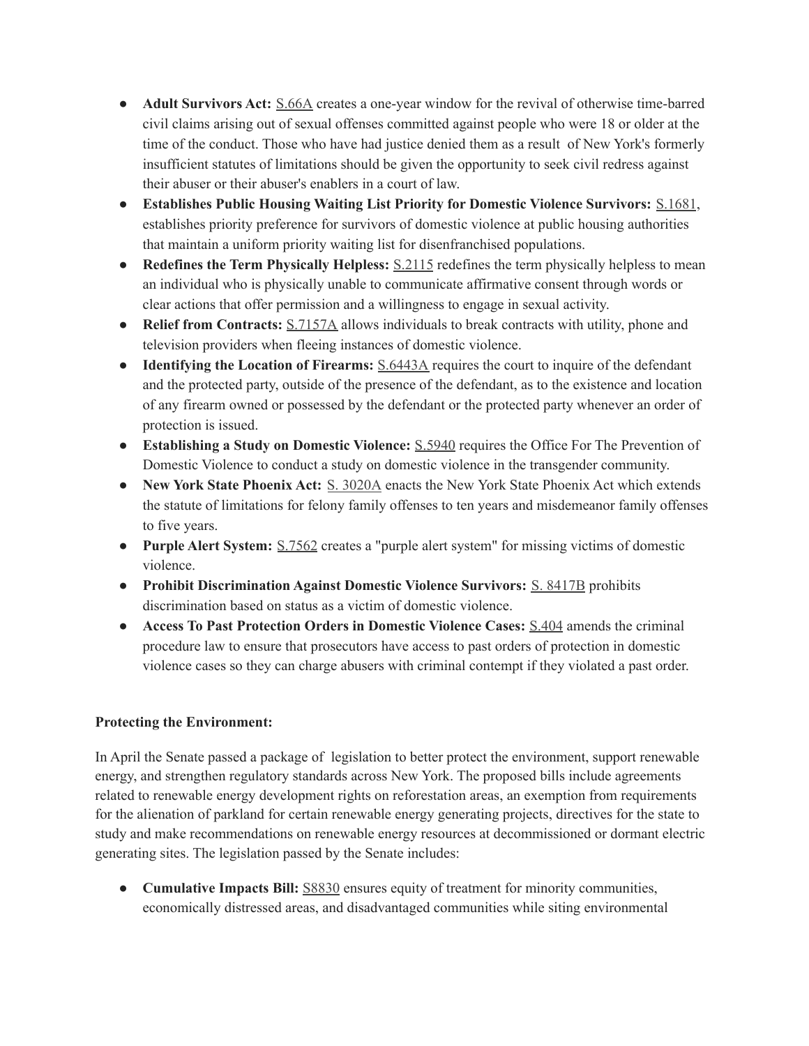- **Adult Survivors Act:** S.66A creates a one-year window for the revival of otherwise time-barred civil claims arising out of sexual offenses committed against people who were 18 or older at the time of the conduct. Those who have had justice denied them as a result of New York's formerly insufficient statutes of limitations should be given the opportunity to seek civil redress against their abuser or their abuser's enablers in a court of law.
- **Establishes Public Housing Waiting List Priority for Domestic Violence Survivors:** S.1681, establishes priority preference for survivors of domestic violence at public housing authorities that maintain a uniform priority waiting list for disenfranchised populations.
- **Redefines the Term Physically Helpless:** S.2115 redefines the term physically helpless to mean an individual who is physically unable to communicate affirmative consent through words or clear actions that offer permission and a willingness to engage in sexual activity.
- **Relief from Contracts:** S.7157A allows individuals to break contracts with utility, phone and television providers when fleeing instances of domestic violence.
- **Identifying the Location of Firearms:** S.6443A requires the court to inquire of the defendant and the protected party, outside of the presence of the defendant, as to the existence and location of any firearm owned or possessed by the defendant or the protected party whenever an order of protection is issued.
- **Establishing a Study on Domestic Violence:** S.5940 requires the Office For The Prevention of Domestic Violence to conduct a study on domestic violence in the transgender community.
- **New York State Phoenix Act:** S. 3020A enacts the New York State Phoenix Act which extends the statute of limitations for felony family offenses to ten years and misdemeanor family offenses to five years.
- **Purple Alert System:** S.7562 creates a "purple alert system" for missing victims of domestic violence.
- **Prohibit Discrimination Against Domestic Violence Survivors:** S. 8417B prohibits discrimination based on status as a victim of domestic violence.
- **Access To Past Protection Orders in Domestic Violence Cases:** S.404 amends the criminal procedure law to ensure that prosecutors have access to past orders of protection in domestic violence cases so they can charge abusers with criminal contempt if they violated a past order.

**Protecting the Environment:**

In April the Senate passed a package of legislation to better protect the environment, support renewable energy, and strengthen regulatory standards across New York. The proposed bills include agreements related to renewable energy development rights on reforestation areas, an exemption from requirements for the alienation of parkland for certain renewable energy generating projects, directives for the state to study and make recommendations on renewable energy resources at decommissioned or dormant electric generating sites. The legislation passed by the Senate includes:

- **Cumulative Impacts Bill:** S8830 ensures equity of treatment for minority communities, economically distressed areas, and disadvantaged communities while siting environmental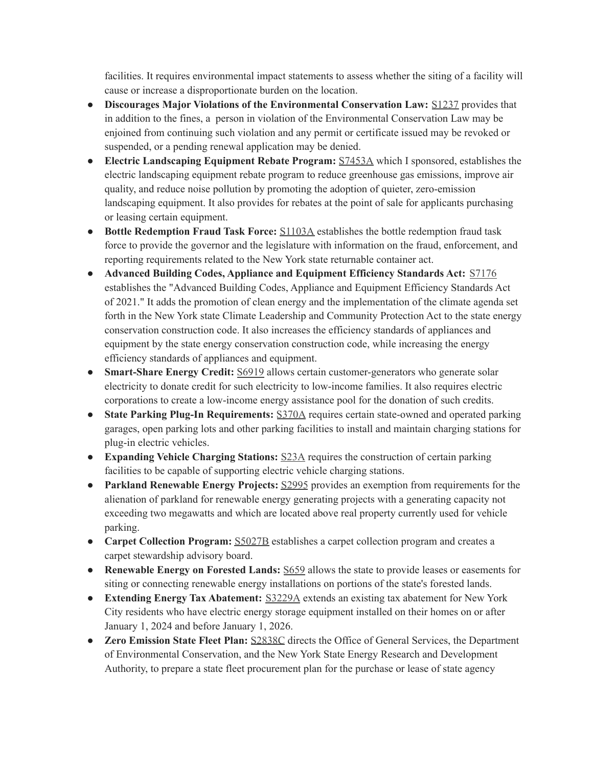facilities. It requires environmental impact statements to assess whether the siting of a facility will cause or increase a disproportionate burden on the location.

- **Discourages Major Violations of the Environmental Conservation Law:** S1237 provides that in addition to the fines, a person in violation of the Environmental Conservation Law may be enjoined from continuing such violation and any permit or certificate issued may be revoked or suspended, or a pending renewal application may be denied.
- **Electric Landscaping Equipment Rebate Program:** S7453A which I sponsored, establishes the electric landscaping equipment rebate program to reduce greenhouse gas emissions, improve air quality, and reduce noise pollution by promoting the adoption of quieter, zero-emission landscaping equipment. It also provides for rebates at the point of sale for applicants purchasing or leasing certain equipment.
- **Bottle Redemption Fraud Task Force:** S1103A establishes the bottle redemption fraud task force to provide the governor and the legislature with information on the fraud, enforcement, and reporting requirements related to the New York state returnable container act.
- **Advanced Building Codes, Appliance and Equipment Efficiency Standards Act:** S7176 establishes the "Advanced Building Codes, Appliance and Equipment Efficiency Standards Act of 2021." It adds the promotion of clean energy and the implementation of the climate agenda set forth in the New York state Climate Leadership and Community Protection Act to the state energy conservation construction code. It also increases the efficiency standards of appliances and equipment by the state energy conservation construction code, while increasing the energy efficiency standards of appliances and equipment.
- **Smart-Share Energy Credit:** S6919 allows certain customer-generators who generate solar electricity to donate credit for such electricity to low-income families. It also requires electric corporations to create a low-income energy assistance pool for the donation of such credits.
- **State Parking Plug-In Requirements:** S370A requires certain state-owned and operated parking garages, open parking lots and other parking facilities to install and maintain charging stations for plug-in electric vehicles.
- **Expanding Vehicle Charging Stations:** S23A requires the construction of certain parking facilities to be capable of supporting electric vehicle charging stations.
- **Parkland Renewable Energy Projects:** S2995 provides an exemption from requirements for the alienation of parkland for renewable energy generating projects with a generating capacity not exceeding two megawatts and which are located above real property currently used for vehicle parking.
- **Carpet Collection Program:** S5027B establishes a carpet collection program and creates a carpet stewardship advisory board.
- **Renewable Energy on Forested Lands:** S659 allows the state to provide leases or easements for siting or connecting renewable energy installations on portions of the state's forested lands.
- **Extending Energy Tax Abatement:** S3229A extends an existing tax abatement for New York City residents who have electric energy storage equipment installed on their homes on or after January 1, 2024 and before January 1, 2026.
- **Zero Emission State Fleet Plan:** S2838C directs the Office of General Services, the Department of Environmental Conservation, and the New York State Energy Research and Development Authority, to prepare a state fleet procurement plan for the purchase or lease of state agency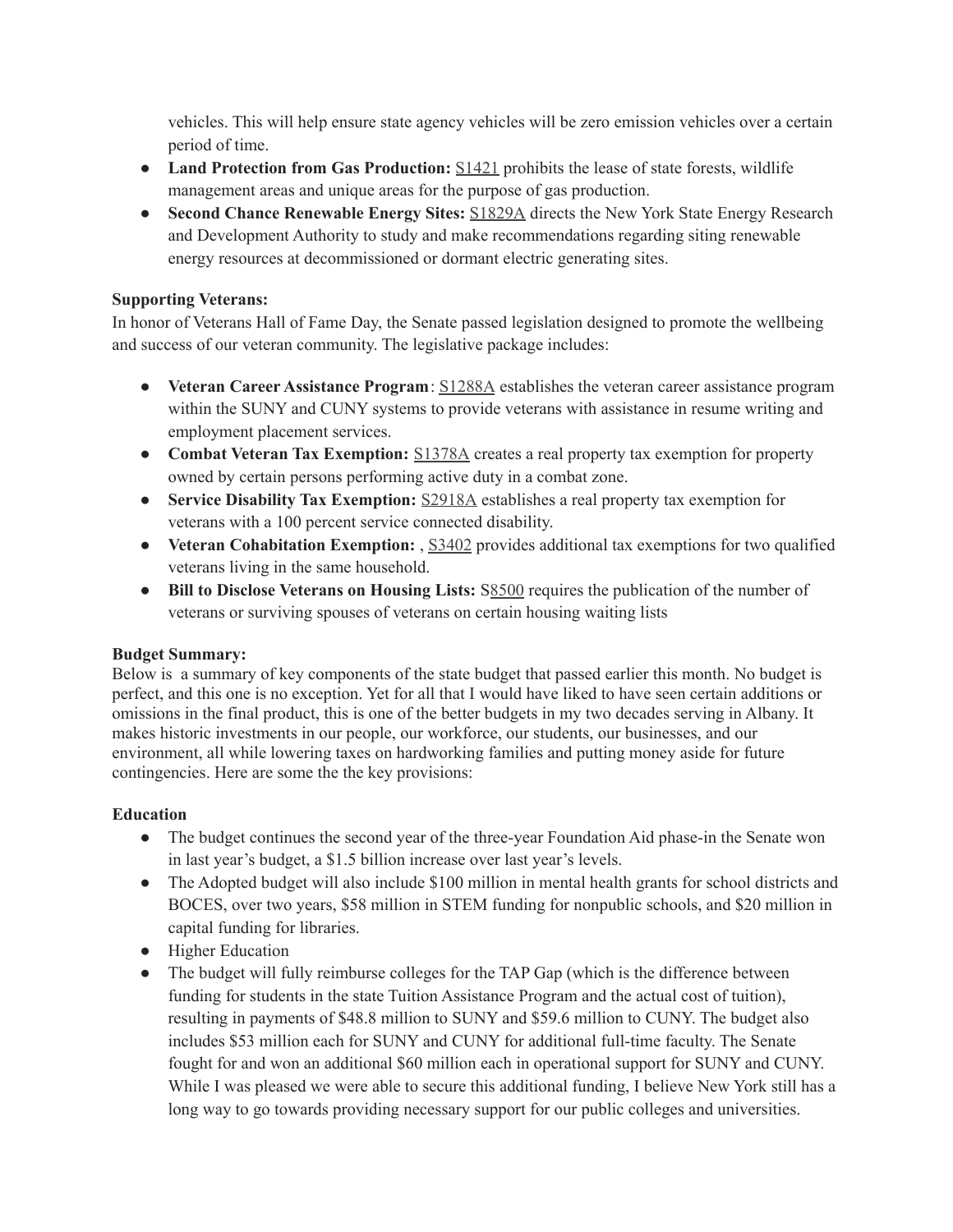vehicles. This will help ensure state agency vehicles will be zero emission vehicles over a certain period of time.

- **Land Protection from Gas Production:** S1421 prohibits the lease of state forests, wildlife management areas and unique areas for the purpose of gas production.
- **Second Chance Renewable Energy Sites:** S1829A directs the New York State Energy Research and Development Authority to study and make recommendations regarding siting renewable energy resources at decommissioned or dormant electric generating sites.

**Supporting Veterans:**

In honor of Veterans Hall of Fame Day, the Senate passed legislation designed to promote the wellbeing and success of our veteran community. The legislative package includes:

- **Veteran Career Assistance Program**: S1288A establishes the veteran career assistance program within the SUNY and CUNY systems to provide veterans with assistance in resume writing and employment placement services.
- **Combat Veteran Tax Exemption:** S1378A creates a real property tax exemption for property owned by certain persons performing active duty in a combat zone.
- **Service Disability Tax Exemption:** S2918A establishes a real property tax exemption for veterans with a 100 percent service connected disability.
- **Veteran Cohabitation Exemption:** , S3402 provides additional tax exemptions for two qualified veterans living in the same household.
- **Bill to Disclose Veterans on Housing Lists:** S8500 requires the publication of the number of veterans or surviving spouses of veterans on certain housing waiting lists

**Budget Summary:**

Below is a summary of key components of the state budget that passed earlier this month. No budget is perfect, and this one is no exception. Yet for all that I would have liked to have seen certain additions or omissions in the final product, this is one of the better budgets in my two decades serving in Albany. It makes historic investments in our people, our workforce, our students, our businesses, and our environment, all while lowering taxes on hardworking families and putting money aside for future contingencies. Here are some the the key provisions:

**Education**

- The budget continues the second year of the three-year Foundation Aid phase-in the Senate won in last year's budget, a $1.5 billion increase over last year's levels.
- The Adopted budget will also include $100 million in mental health grants for school districts and BOCES, over two years, $58 million in STEM funding for nonpublic schools, and $20 million in capital funding for libraries.
- Higher Education
- The budget will fully reimburse colleges for the TAP Gap (which is the difference between funding for students in the state Tuition Assistance Program and the actual cost of tuition), resulting in payments of $48.8 million to SUNY and $59.6 million to CUNY. The budget also includes $53 million each for SUNY and CUNY for additional full-time faculty. The Senate fought for and won an additional $60 million each in operational support for SUNY and CUNY. While I was pleased we were able to secure this additional funding, I believe New York still has a long way to go towards providing necessary support for our public colleges and universities.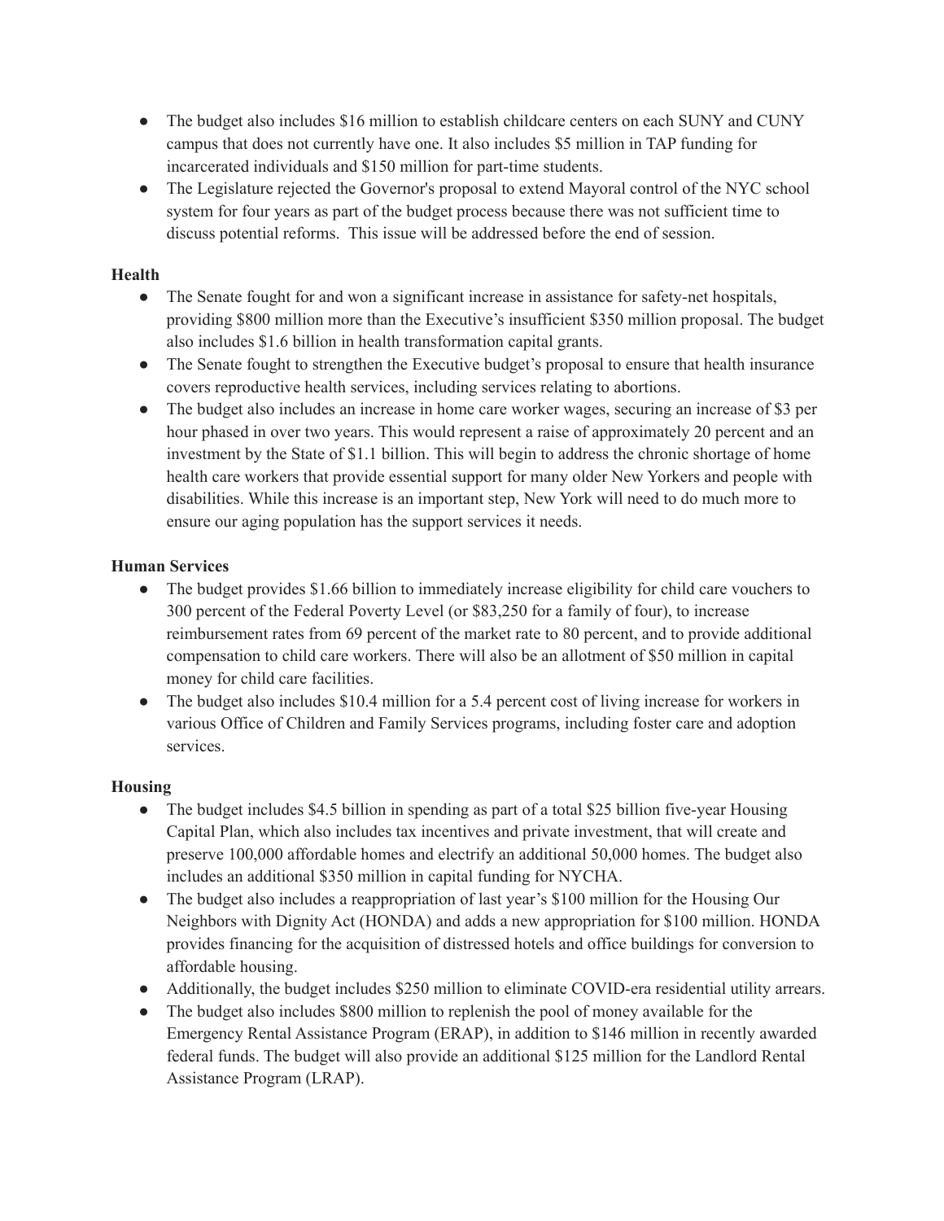- The budget also includes $16 million to establish childcare centers on each SUNY and CUNY campus that does not currently have one. It also includes $5 million in TAP funding for incarcerated individuals and $150 million for part-time students.
- The Legislature rejected the Governor's proposal to extend Mayoral control of the NYC school system for four years as part of the budget process because there was not sufficient time to discuss potential reforms.  This issue will be addressed before the end of session.

**Health**

- The Senate fought for and won a significant increase in assistance for safety-net hospitals, providing $800 million more than the Executive's insufficient $350 million proposal. The budget also includes $1.6 billion in health transformation capital grants.
- The Senate fought to strengthen the Executive budget's proposal to ensure that health insurance covers reproductive health services, including services relating to abortions.
- The budget also includes an increase in home care worker wages, securing an increase of $3 per hour phased in over two years. This would represent a raise of approximately 20 percent and an investment by the State of $1.1 billion. This will begin to address the chronic shortage of home health care workers that provide essential support for many older New Yorkers and people with disabilities. While this increase is an important step, New York will need to do much more to ensure our aging population has the support services it needs.

**Human Services**

- The budget provides $1.66 billion to immediately increase eligibility for child care vouchers to 300 percent of the Federal Poverty Level (or $83,250 for a family of four), to increase reimbursement rates from 69 percent of the market rate to 80 percent, and to provide additional compensation to child care workers. There will also be an allotment of $50 million in capital money for child care facilities.
- The budget also includes $10.4 million for a 5.4 percent cost of living increase for workers in various Office of Children and Family Services programs, including foster care and adoption services.

**Housing**

- The budget includes $4.5 billion in spending as part of a total $25 billion five-year Housing Capital Plan, which also includes tax incentives and private investment, that will create and preserve 100,000 affordable homes and electrify an additional 50,000 homes. The budget also includes an additional $350 million in capital funding for NYCHA.
- The budget also includes a reappropriation of last year's $100 million for the Housing Our Neighbors with Dignity Act (HONDA) and adds a new appropriation for $100 million. HONDA provides financing for the acquisition of distressed hotels and office buildings for conversion to affordable housing.
- Additionally, the budget includes $250 million to eliminate COVID-era residential utility arrears.
- The budget also includes $800 million to replenish the pool of money available for the Emergency Rental Assistance Program (ERAP), in addition to $146 million in recently awarded federal funds. The budget will also provide an additional $125 million for the Landlord Rental Assistance Program (LRAP).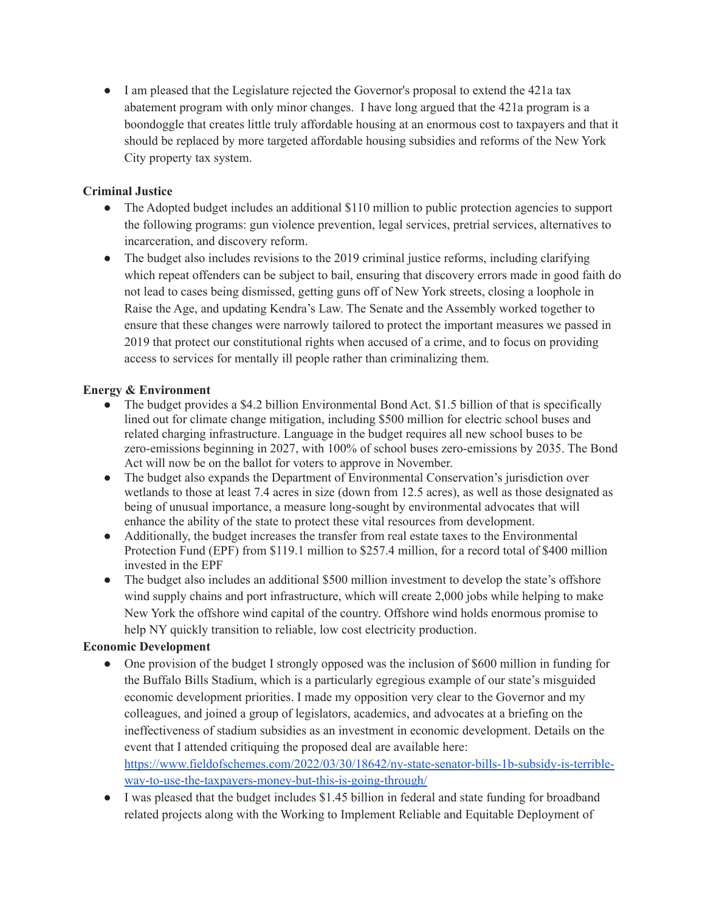- I am pleased that the Legislature rejected the Governor's proposal to extend the 421a tax abatement program with only minor changes. I have long argued that the 421a program is a boondoggle that creates little truly affordable housing at an enormous cost to taxpayers and that it should be replaced by more targeted affordable housing subsidies and reforms of the New York City property tax system.

**Criminal Justice**

- The Adopted budget includes an additional $110 million to public protection agencies to support the following programs: gun violence prevention, legal services, pretrial services, alternatives to incarceration, and discovery reform.
- The budget also includes revisions to the 2019 criminal justice reforms, including clarifying which repeat offenders can be subject to bail, ensuring that discovery errors made in good faith do not lead to cases being dismissed, getting guns off of New York streets, closing a loophole in Raise the Age, and updating Kendra's Law. The Senate and the Assembly worked together to ensure that these changes were narrowly tailored to protect the important measures we passed in 2019 that protect our constitutional rights when accused of a crime, and to focus on providing access to services for mentally ill people rather than criminalizing them.

**Energy & Environment**

- The budget provides a $4.2 billion Environmental Bond Act. $1.5 billion of that is specifically lined out for climate change mitigation, including $500 million for electric school buses and related charging infrastructure. Language in the budget requires all new school buses to be zero-emissions beginning in 2027, with 100% of school buses zero-emissions by 2035. The Bond Act will now be on the ballot for voters to approve in November.
- The budget also expands the Department of Environmental Conservation's jurisdiction over wetlands to those at least 7.4 acres in size (down from 12.5 acres), as well as those designated as being of unusual importance, a measure long-sought by environmental advocates that will enhance the ability of the state to protect these vital resources from development.
- Additionally, the budget increases the transfer from real estate taxes to the Environmental Protection Fund (EPF) from $119.1 million to $257.4 million, for a record total of $400 million invested in the EPF
- The budget also includes an additional $500 million investment to develop the state's offshore wind supply chains and port infrastructure, which will create 2,000 jobs while helping to make New York the offshore wind capital of the country. Offshore wind holds enormous promise to help NY quickly transition to reliable, low cost electricity production.

**Economic Development**

- One provision of the budget I strongly opposed was the inclusion of $600 million in funding for the Buffalo Bills Stadium, which is a particularly egregious example of our state's misguided economic development priorities. I made my opposition very clear to the Governor and my colleagues, and joined a group of legislators, academics, and advocates at a briefing on the ineffectiveness of stadium subsidies as an investment in economic development. Details on the event that I attended critiquing the proposed deal are available here: [https://www.fieldofschemes.com/2022/03/30/18642/ny-state-senator-bills-1b-subsidy-is-terrible-way-to-use-the-taxpayers-money-but-this-is-going-through/](https://www.fieldofschemes.com/2022/03/30/18642/ny-state-senator-bills-1b-subsidy-is-terrible-way-to-use-the-taxpayers-money-but-this-is-going-through/)
- I was pleased that the budget includes $1.45 billion in federal and state funding for broadband related projects along with the Working to Implement Reliable and Equitable Deployment of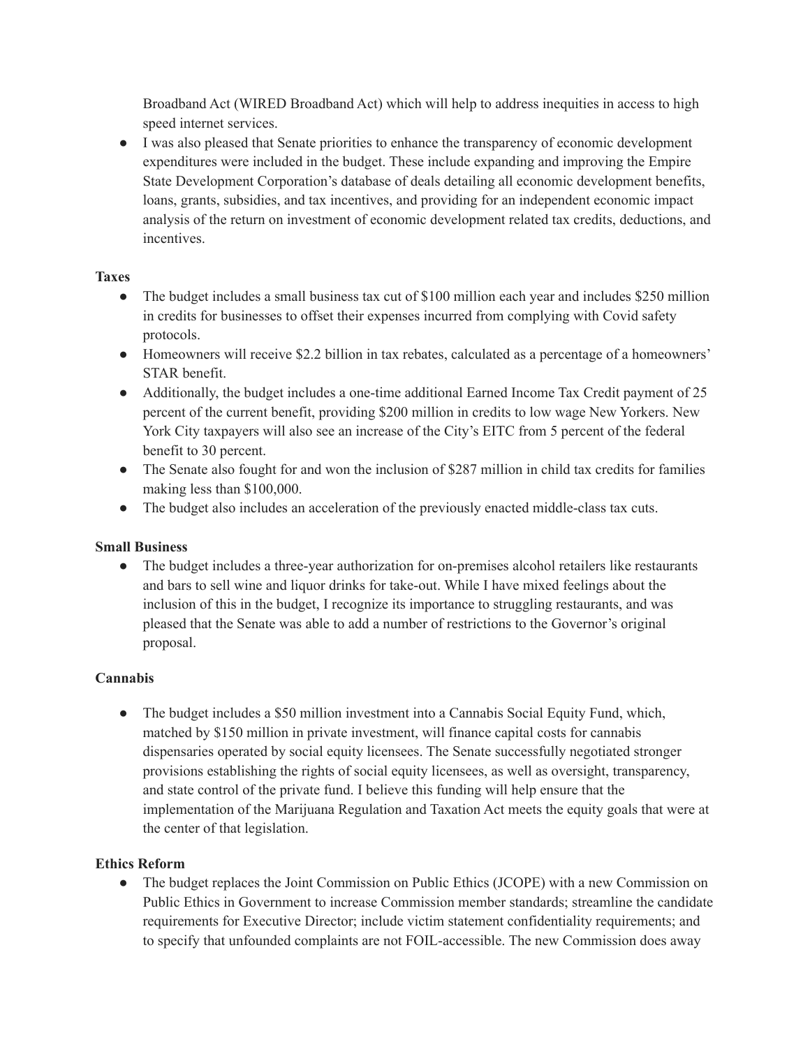Broadband Act (WIRED Broadband Act) which will help to address inequities in access to high speed internet services.

- I was also pleased that Senate priorities to enhance the transparency of economic development expenditures were included in the budget. These include expanding and improving the Empire State Development Corporation's database of deals detailing all economic development benefits, loans, grants, subsidies, and tax incentives, and providing for an independent economic impact analysis of the return on investment of economic development related tax credits, deductions, and incentives.

**Taxes**

- The budget includes a small business tax cut of $100 million each year and includes $250 million in credits for businesses to offset their expenses incurred from complying with Covid safety protocols.
- Homeowners will receive $2.2 billion in tax rebates, calculated as a percentage of a homeowners' STAR benefit.
- Additionally, the budget includes a one-time additional Earned Income Tax Credit payment of 25 percent of the current benefit, providing $200 million in credits to low wage New Yorkers. New York City taxpayers will also see an increase of the City's EITC from 5 percent of the federal benefit to 30 percent.
- The Senate also fought for and won the inclusion of $287 million in child tax credits for families making less than $100,000.
- The budget also includes an acceleration of the previously enacted middle-class tax cuts.

**Small Business**

- The budget includes a three-year authorization for on-premises alcohol retailers like restaurants and bars to sell wine and liquor drinks for take-out. While I have mixed feelings about the inclusion of this in the budget, I recognize its importance to struggling restaurants, and was pleased that the Senate was able to add a number of restrictions to the Governor's original proposal.

**Cannabis**

- The budget includes a $50 million investment into a Cannabis Social Equity Fund, which, matched by $150 million in private investment, will finance capital costs for cannabis dispensaries operated by social equity licensees. The Senate successfully negotiated stronger provisions establishing the rights of social equity licensees, as well as oversight, transparency, and state control of the private fund. I believe this funding will help ensure that the implementation of the Marijuana Regulation and Taxation Act meets the equity goals that were at the center of that legislation.

**Ethics Reform**

- The budget replaces the Joint Commission on Public Ethics (JCOPE) with a new Commission on Public Ethics in Government to increase Commission member standards; streamline the candidate requirements for Executive Director; include victim statement confidentiality requirements; and to specify that unfounded complaints are not FOIL-accessible. The new Commission does away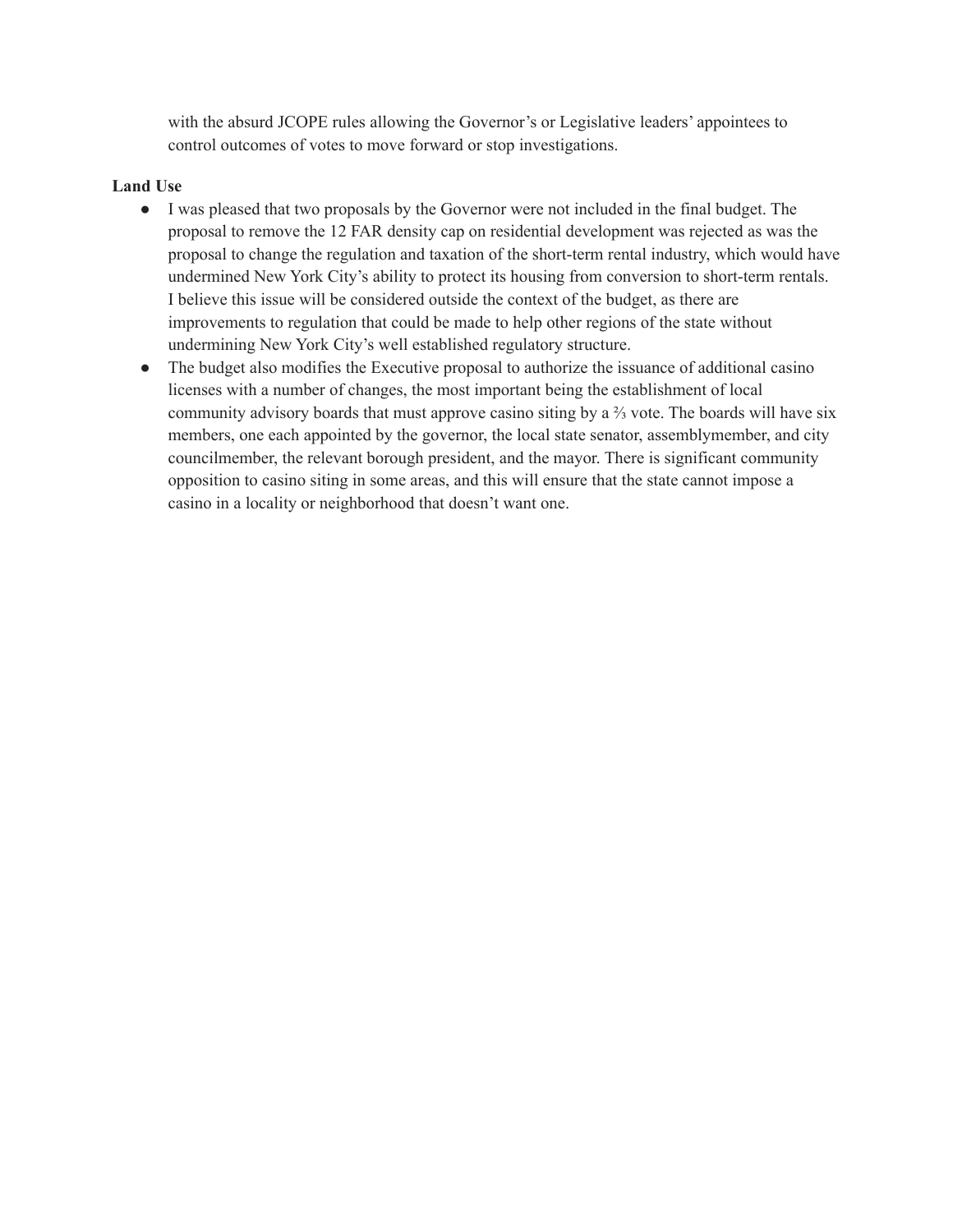with the absurd JCOPE rules allowing the Governor's or Legislative leaders' appointees to control outcomes of votes to move forward or stop investigations.

**Land Use**

- I was pleased that two proposals by the Governor were not included in the final budget. The proposal to remove the 12 FAR density cap on residential development was rejected as was the proposal to change the regulation and taxation of the short-term rental industry, which would have undermined New York City's ability to protect its housing from conversion to short-term rentals. I believe this issue will be considered outside the context of the budget, as there are improvements to regulation that could be made to help other regions of the state without undermining New York City's well established regulatory structure.
- The budget also modifies the Executive proposal to authorize the issuance of additional casino licenses with a number of changes, the most important being the establishment of local community advisory boards that must approve casino siting by a ⅔ vote. The boards will have six members, one each appointed by the governor, the local state senator, assemblymember, and city councilmember, the relevant borough president, and the mayor. There is significant community opposition to casino siting in some areas, and this will ensure that the state cannot impose a casino in a locality or neighborhood that doesn't want one.